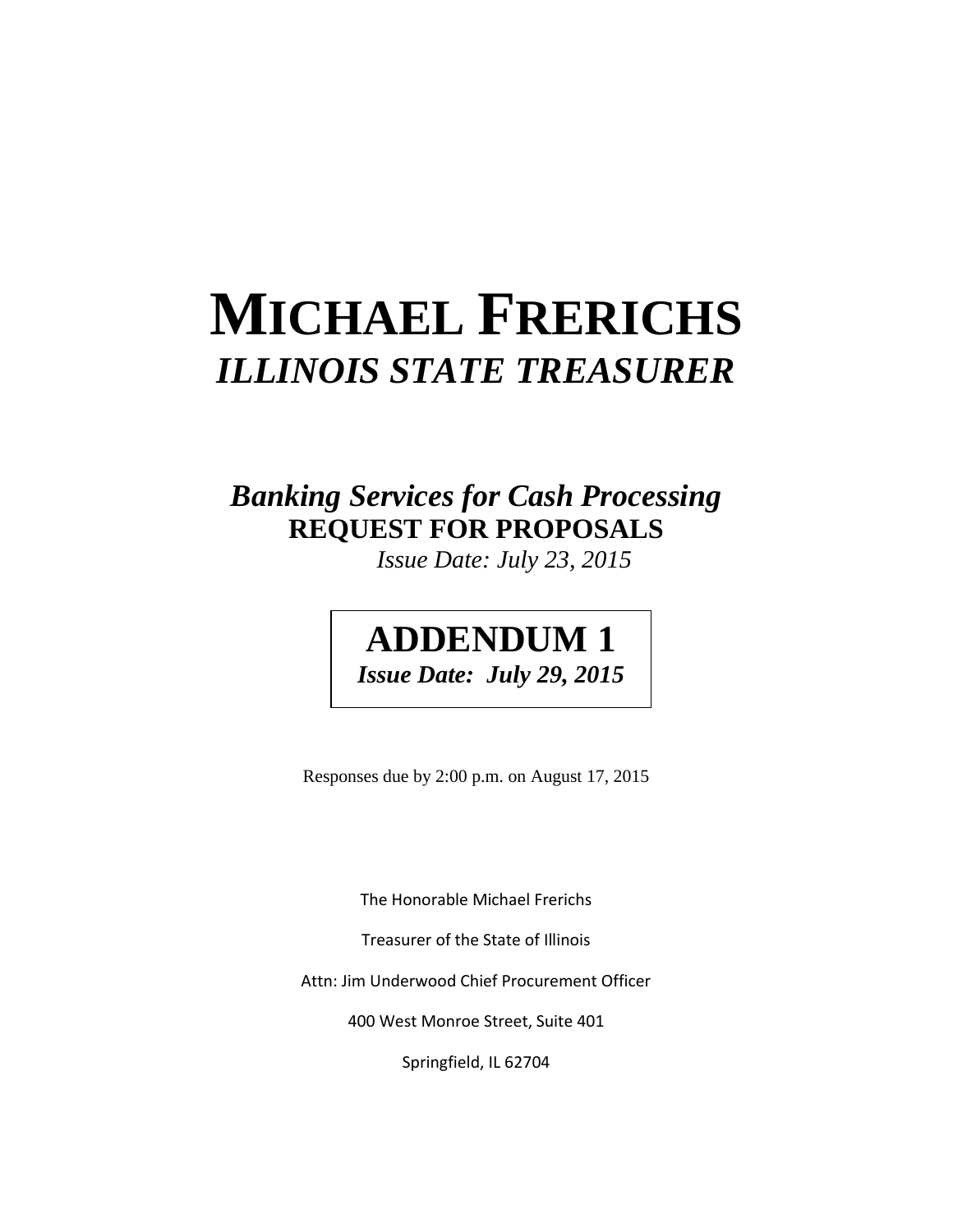# MICHAEL FRERICHS

## *ILLINOIS STATE TREASURER*

## *Banking Services for Cash Processing*

**REQUEST FOR PROPOSALS**

*Issue Date: July 23, 2015*

# ADDENDUM 1

***Issue Date: July 29, 2015***

Responses due by 2:00 p.m. on August 17, 2015

The Honorable Michael Frerichs

Treasurer of the State of Illinois

Attn: Jim Underwood Chief Procurement Officer

400 West Monroe Street, Suite 401

Springfield, IL 62704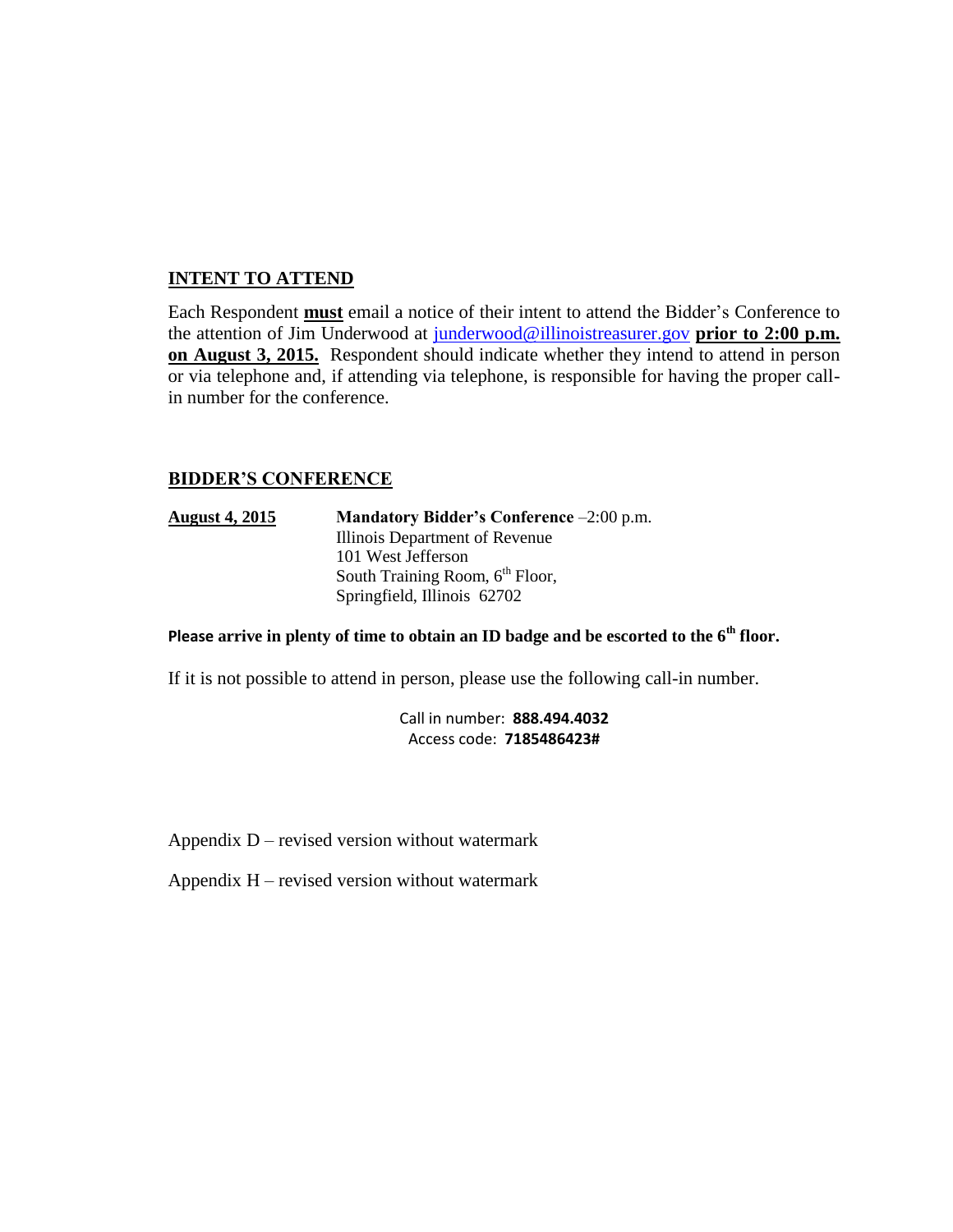## INTENT TO ATTEND

Each Respondent **must** email a notice of their intent to attend the Bidder's Conference to the attention of Jim Underwood at junderwood@illinoistreasurer.gov **prior to 2:00 p.m. on August 3, 2015.** Respondent should indicate whether they intend to attend in person or via telephone and, if attending via telephone, is responsible for having the proper call-in number for the conference.

## BIDDER'S CONFERENCE

| | |
|---|---|
| **August 4, 2015** | **Mandatory Bidder's Conference** –2:00 p.m.<br>Illinois Department of Revenue<br>101 West Jefferson<br>South Training Room, 6th Floor,<br>Springfield, Illinois 62702 |

**Please arrive in plenty of time to obtain an ID badge and be escorted to the 6th floor.**

If it is not possible to attend in person, please use the following call-in number.

Call in number: **888.494.4032**
Access code: **7185486423#**

Appendix D – revised version without watermark

Appendix H – revised version without watermark